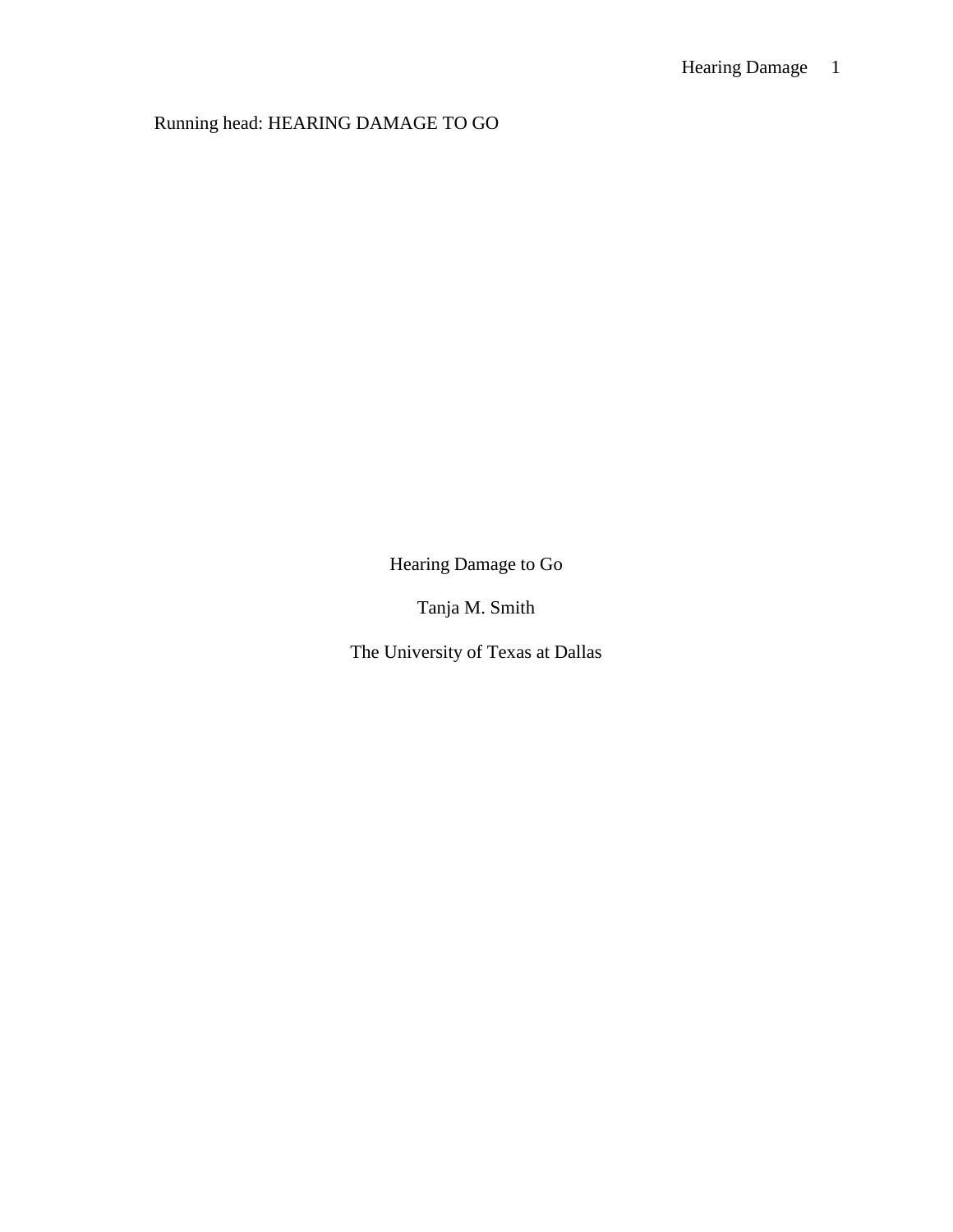Running head: HEARING DAMAGE TO GO

Hearing Damage to Go

Tanja M. Smith

The University of Texas at Dallas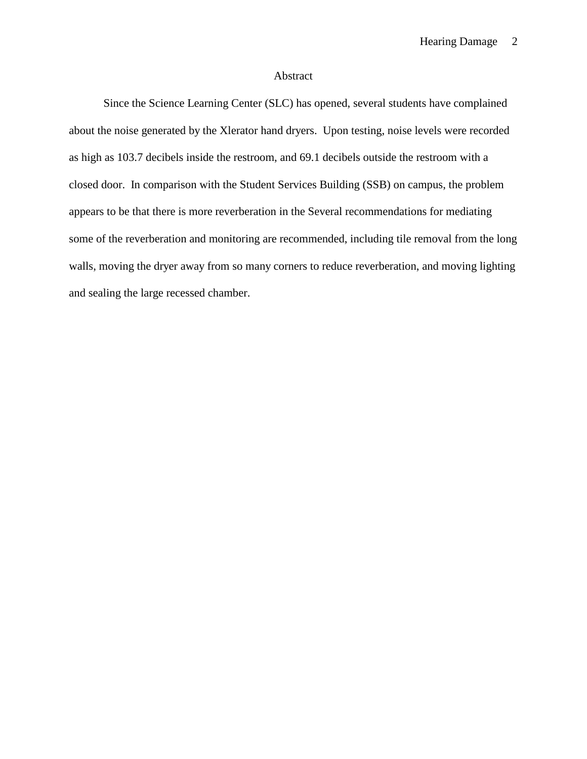# Abstract

Since the Science Learning Center (SLC) has opened, several students have complained about the noise generated by the Xlerator hand dryers. Upon testing, noise levels were recorded as high as 103.7 decibels inside the restroom, and 69.1 decibels outside the restroom with a closed door. In comparison with the Student Services Building (SSB) on campus, the problem appears to be that there is more reverberation in the Several recommendations for mediating some of the reverberation and monitoring are recommended, including tile removal from the long walls, moving the dryer away from so many corners to reduce reverberation, and moving lighting and sealing the large recessed chamber.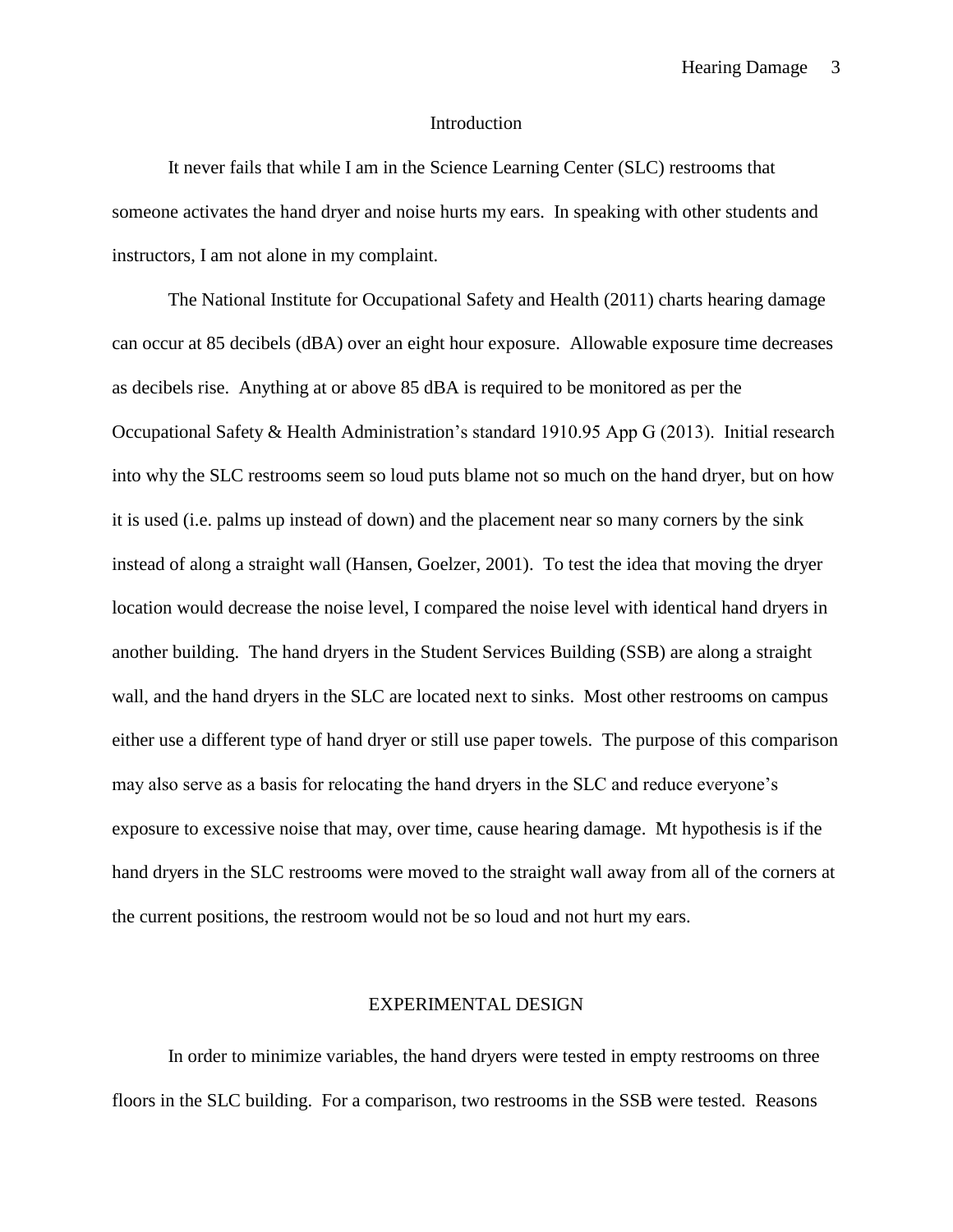# Introduction

It never fails that while I am in the Science Learning Center (SLC) restrooms that someone activates the hand dryer and noise hurts my ears. In speaking with other students and instructors, I am not alone in my complaint.

The National Institute for Occupational Safety and Health (2011) charts hearing damage can occur at 85 decibels (dBA) over an eight hour exposure. Allowable exposure time decreases as decibels rise. Anything at or above 85 dBA is required to be monitored as per the Occupational Safety & Health Administration's standard 1910.95 App G (2013). Initial research into why the SLC restrooms seem so loud puts blame not so much on the hand dryer, but on how it is used (i.e. palms up instead of down) and the placement near so many corners by the sink instead of along a straight wall (Hansen, Goelzer, 2001). To test the idea that moving the dryer location would decrease the noise level, I compared the noise level with identical hand dryers in another building. The hand dryers in the Student Services Building (SSB) are along a straight wall, and the hand dryers in the SLC are located next to sinks. Most other restrooms on campus either use a different type of hand dryer or still use paper towels. The purpose of this comparison may also serve as a basis for relocating the hand dryers in the SLC and reduce everyone's exposure to excessive noise that may, over time, cause hearing damage. Mt hypothesis is if the hand dryers in the SLC restrooms were moved to the straight wall away from all of the corners at the current positions, the restroom would not be so loud and not hurt my ears.

# EXPERIMENTAL DESIGN

In order to minimize variables, the hand dryers were tested in empty restrooms on three floors in the SLC building. For a comparison, two restrooms in the SSB were tested. Reasons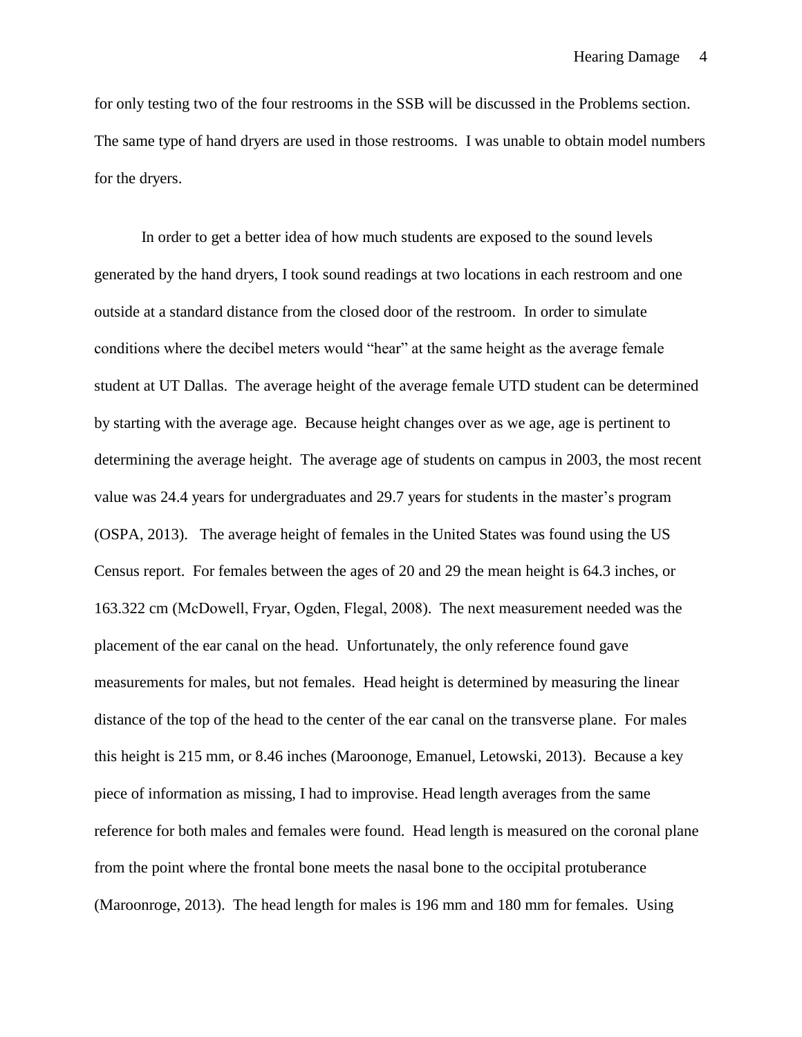for only testing two of the four restrooms in the SSB will be discussed in the Problems section. The same type of hand dryers are used in those restrooms. I was unable to obtain model numbers for the dryers.

In order to get a better idea of how much students are exposed to the sound levels generated by the hand dryers, I took sound readings at two locations in each restroom and one outside at a standard distance from the closed door of the restroom. In order to simulate conditions where the decibel meters would "hear" at the same height as the average female student at UT Dallas. The average height of the average female UTD student can be determined by starting with the average age. Because height changes over as we age, age is pertinent to determining the average height. The average age of students on campus in 2003, the most recent value was 24.4 years for undergraduates and 29.7 years for students in the master's program (OSPA, 2013). The average height of females in the United States was found using the US Census report. For females between the ages of 20 and 29 the mean height is 64.3 inches, or 163.322 cm (McDowell, Fryar, Ogden, Flegal, 2008). The next measurement needed was the placement of the ear canal on the head. Unfortunately, the only reference found gave measurements for males, but not females. Head height is determined by measuring the linear distance of the top of the head to the center of the ear canal on the transverse plane. For males this height is 215 mm, or 8.46 inches (Maroonoge, Emanuel, Letowski, 2013). Because a key piece of information as missing, I had to improvise. Head length averages from the same reference for both males and females were found. Head length is measured on the coronal plane from the point where the frontal bone meets the nasal bone to the occipital protuberance (Maroonroge, 2013). The head length for males is 196 mm and 180 mm for females. Using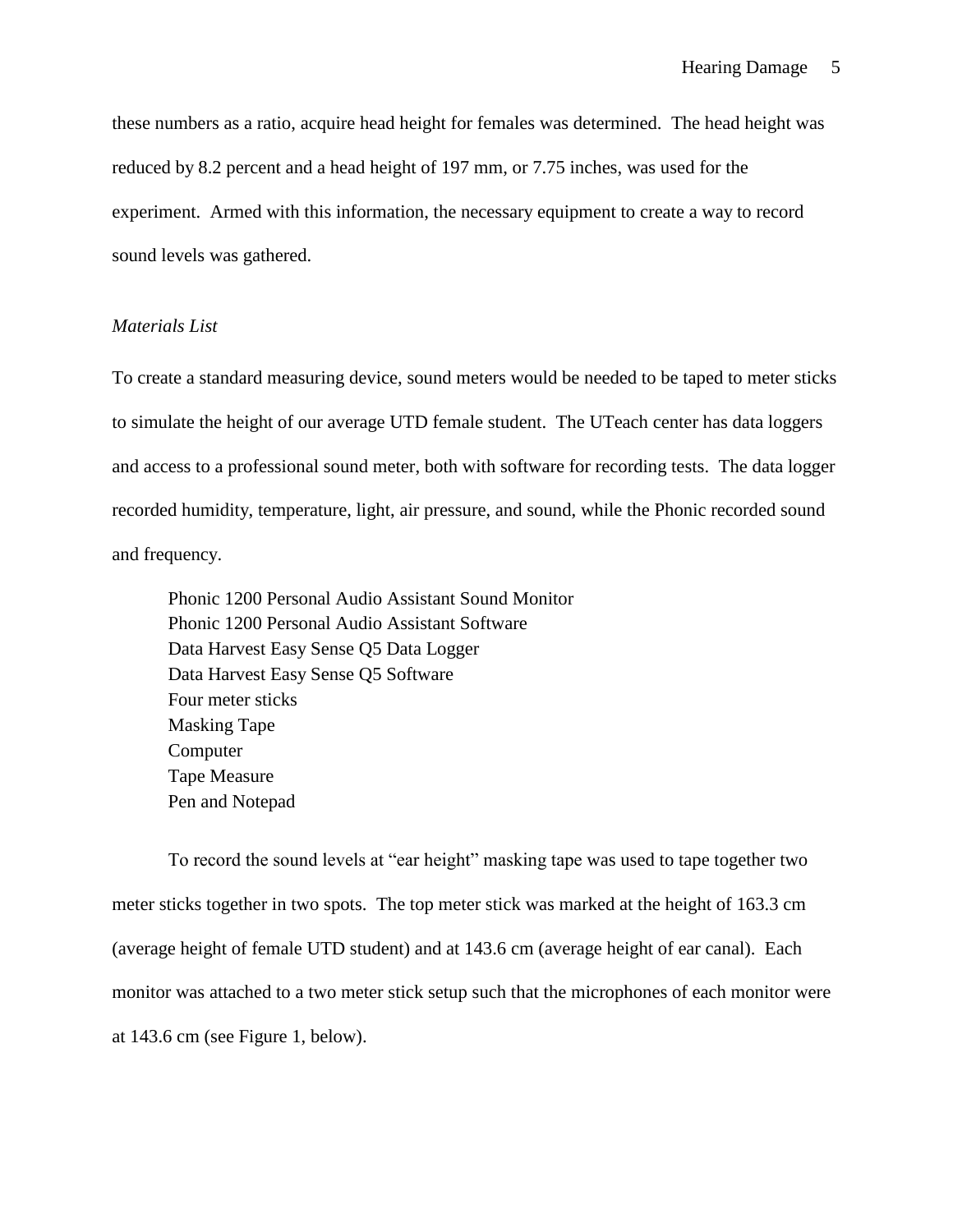these numbers as a ratio, acquire head height for females was determined. The head height was reduced by 8.2 percent and a head height of 197 mm, or 7.75 inches, was used for the experiment. Armed with this information, the necessary equipment to create a way to record sound levels was gathered.

*Materials List*

To create a standard measuring device, sound meters would be needed to be taped to meter sticks to simulate the height of our average UTD female student. The UTeach center has data loggers and access to a professional sound meter, both with software for recording tests. The data logger recorded humidity, temperature, light, air pressure, and sound, while the Phonic recorded sound and frequency.

Phonic 1200 Personal Audio Assistant Sound Monitor
Phonic 1200 Personal Audio Assistant Software
Data Harvest Easy Sense Q5 Data Logger
Data Harvest Easy Sense Q5 Software
Four meter sticks
Masking Tape
Computer
Tape Measure
Pen and Notepad

To record the sound levels at "ear height" masking tape was used to tape together two meter sticks together in two spots. The top meter stick was marked at the height of 163.3 cm (average height of female UTD student) and at 143.6 cm (average height of ear canal). Each monitor was attached to a two meter stick setup such that the microphones of each monitor were at 143.6 cm (see Figure 1, below).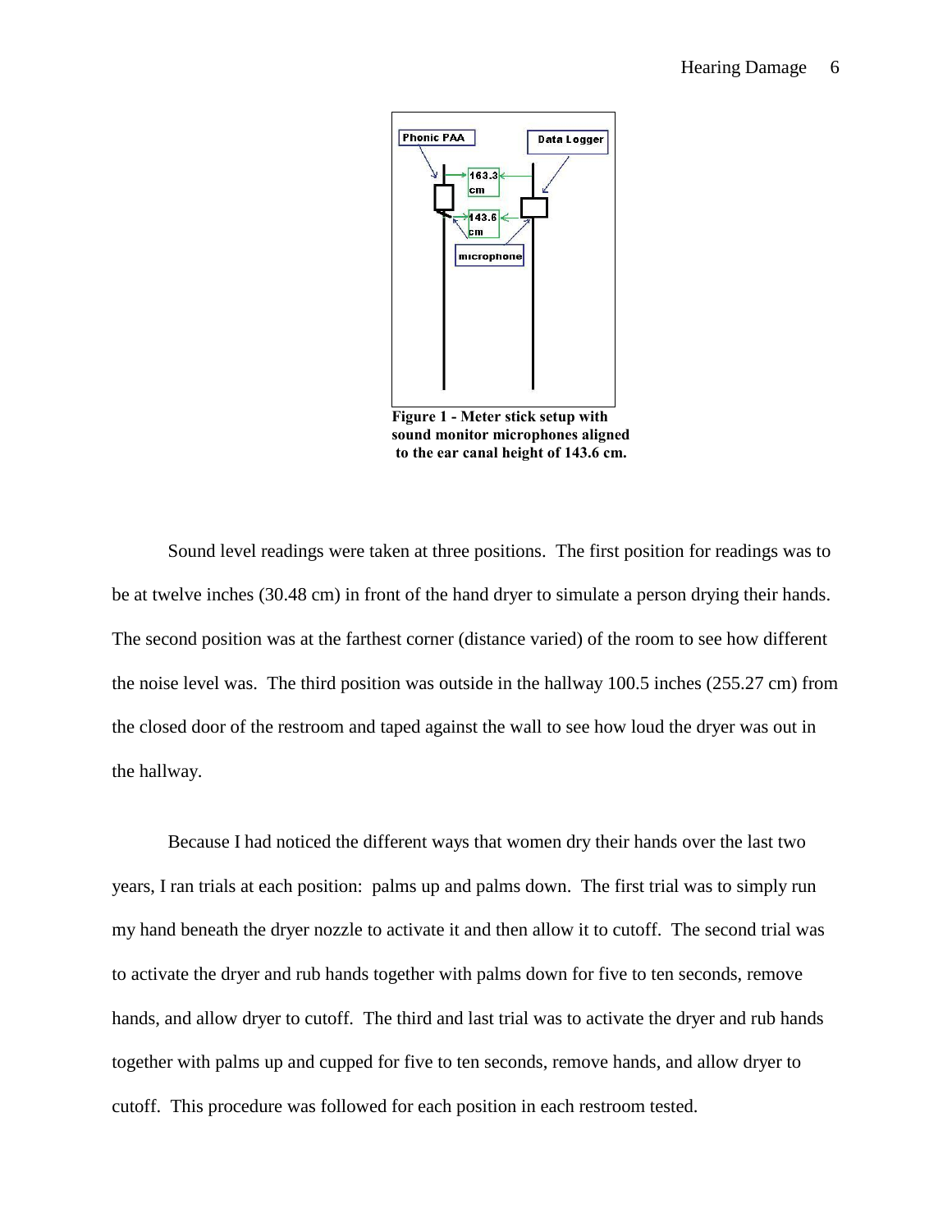Figure 1 - Meter stick setup with sound monitor microphones aligned to the ear canal height of 143.6 cm.

Sound level readings were taken at three positions. The first position for readings was to be at twelve inches (30.48 cm) in front of the hand dryer to simulate a person drying their hands. The second position was at the farthest corner (distance varied) of the room to see how different the noise level was. The third position was outside in the hallway 100.5 inches (255.27 cm) from the closed door of the restroom and taped against the wall to see how loud the dryer was out in the hallway.

Because I had noticed the different ways that women dry their hands over the last two years, I ran trials at each position: palms up and palms down. The first trial was to simply run my hand beneath the dryer nozzle to activate it and then allow it to cutoff. The second trial was to activate the dryer and rub hands together with palms down for five to ten seconds, remove hands, and allow dryer to cutoff. The third and last trial was to activate the dryer and rub hands together with palms up and cupped for five to ten seconds, remove hands, and allow dryer to cutoff. This procedure was followed for each position in each restroom tested.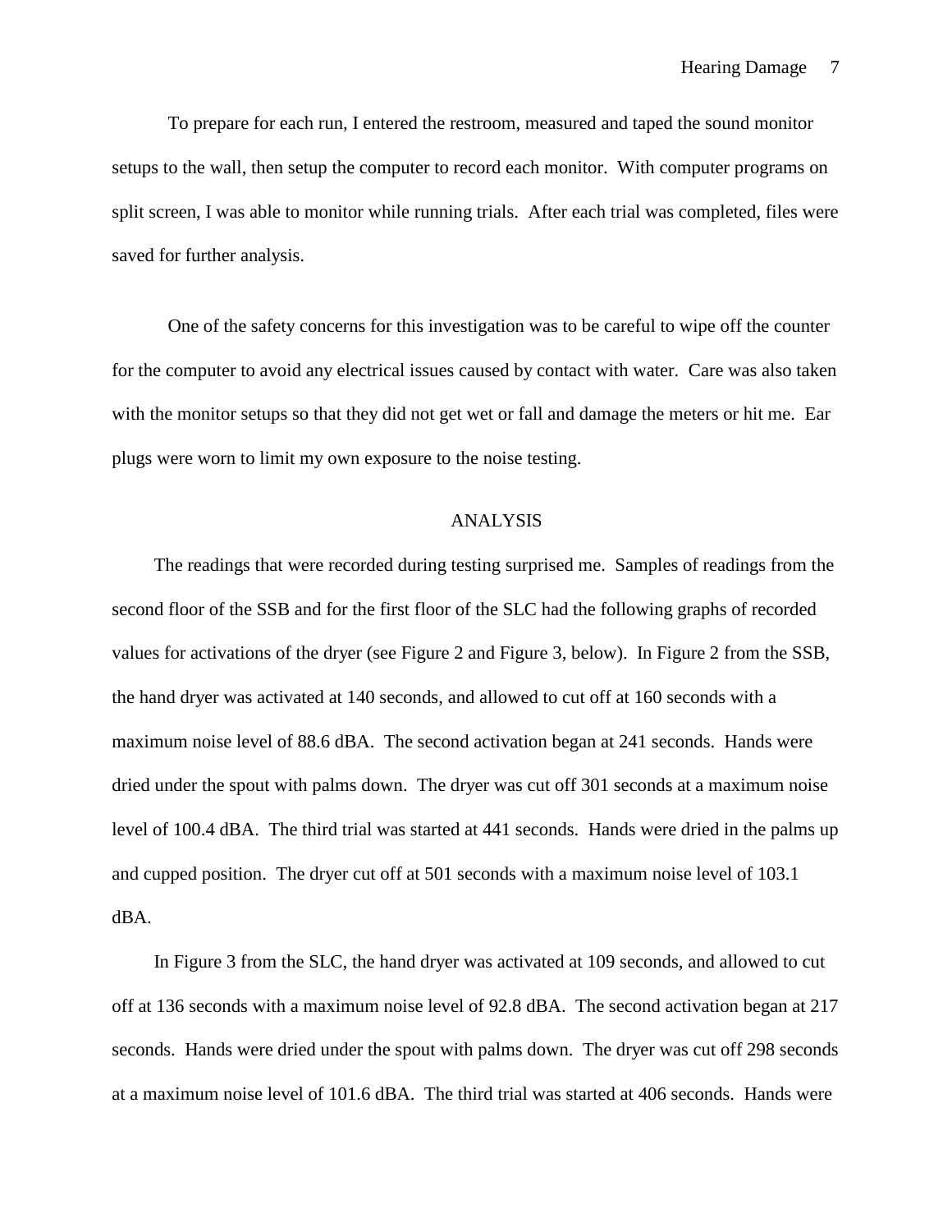To prepare for each run, I entered the restroom, measured and taped the sound monitor setups to the wall, then setup the computer to record each monitor. With computer programs on split screen, I was able to monitor while running trials. After each trial was completed, files were saved for further analysis.

One of the safety concerns for this investigation was to be careful to wipe off the counter for the computer to avoid any electrical issues caused by contact with water. Care was also taken with the monitor setups so that they did not get wet or fall and damage the meters or hit me. Ear plugs were worn to limit my own exposure to the noise testing.

## ANALYSIS

The readings that were recorded during testing surprised me. Samples of readings from the second floor of the SSB and for the first floor of the SLC had the following graphs of recorded values for activations of the dryer (see Figure 2 and Figure 3, below). In Figure 2 from the SSB, the hand dryer was activated at 140 seconds, and allowed to cut off at 160 seconds with a maximum noise level of 88.6 dBA. The second activation began at 241 seconds. Hands were dried under the spout with palms down. The dryer was cut off 301 seconds at a maximum noise level of 100.4 dBA. The third trial was started at 441 seconds. Hands were dried in the palms up and cupped position. The dryer cut off at 501 seconds with a maximum noise level of 103.1 dBA.

In Figure 3 from the SLC, the hand dryer was activated at 109 seconds, and allowed to cut off at 136 seconds with a maximum noise level of 92.8 dBA. The second activation began at 217 seconds. Hands were dried under the spout with palms down. The dryer was cut off 298 seconds at a maximum noise level of 101.6 dBA. The third trial was started at 406 seconds. Hands were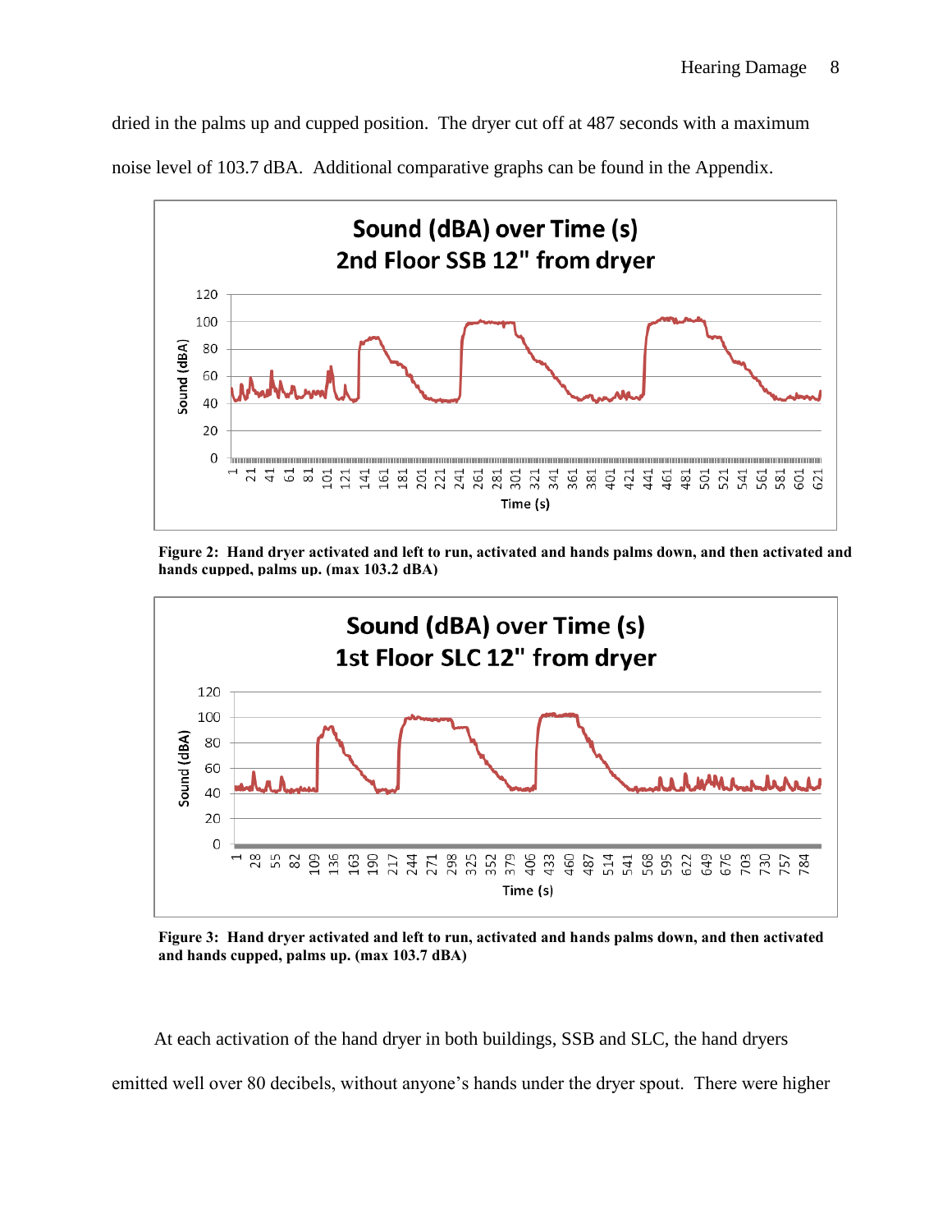dried in the palms up and cupped position. The dryer cut off at 487 seconds with a maximum noise level of 103.7 dBA. Additional comparative graphs can be found in the Appendix.

**Figure 2: Hand dryer activated and left to run, activated and hands palms down, and then activated and hands cupped, palms up. (max 103.2 dBA)**

**Figure 3: Hand dryer activated and left to run, activated and hands palms down, and then activated and hands cupped, palms up. (max 103.7 dBA)**

At each activation of the hand dryer in both buildings, SSB and SLC, the hand dryers emitted well over 80 decibels, without anyone's hands under the dryer spout. There were higher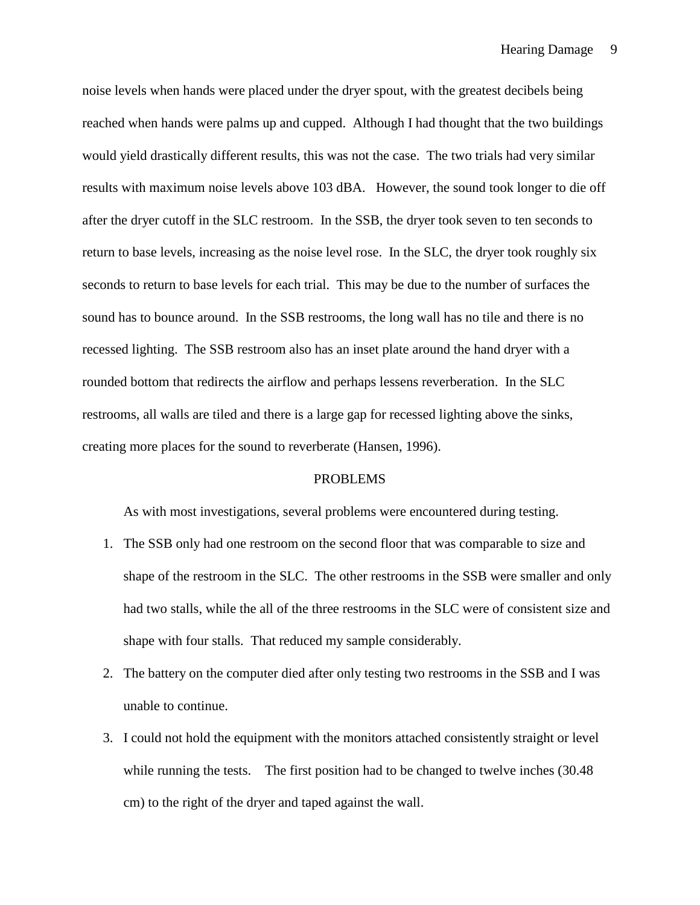noise levels when hands were placed under the dryer spout, with the greatest decibels being reached when hands were palms up and cupped. Although I had thought that the two buildings would yield drastically different results, this was not the case. The two trials had very similar results with maximum noise levels above 103 dBA. However, the sound took longer to die off after the dryer cutoff in the SLC restroom. In the SSB, the dryer took seven to ten seconds to return to base levels, increasing as the noise level rose. In the SLC, the dryer took roughly six seconds to return to base levels for each trial. This may be due to the number of surfaces the sound has to bounce around. In the SSB restrooms, the long wall has no tile and there is no recessed lighting. The SSB restroom also has an inset plate around the hand dryer with a rounded bottom that redirects the airflow and perhaps lessens reverberation. In the SLC restrooms, all walls are tiled and there is a large gap for recessed lighting above the sinks, creating more places for the sound to reverberate (Hansen, 1996).

## PROBLEMS

As with most investigations, several problems were encountered during testing.

1. The SSB only had one restroom on the second floor that was comparable to size and shape of the restroom in the SLC. The other restrooms in the SSB were smaller and only had two stalls, while the all of the three restrooms in the SLC were of consistent size and shape with four stalls. That reduced my sample considerably.
2. The battery on the computer died after only testing two restrooms in the SSB and I was unable to continue.
3. I could not hold the equipment with the monitors attached consistently straight or level while running the tests. The first position had to be changed to twelve inches (30.48 cm) to the right of the dryer and taped against the wall.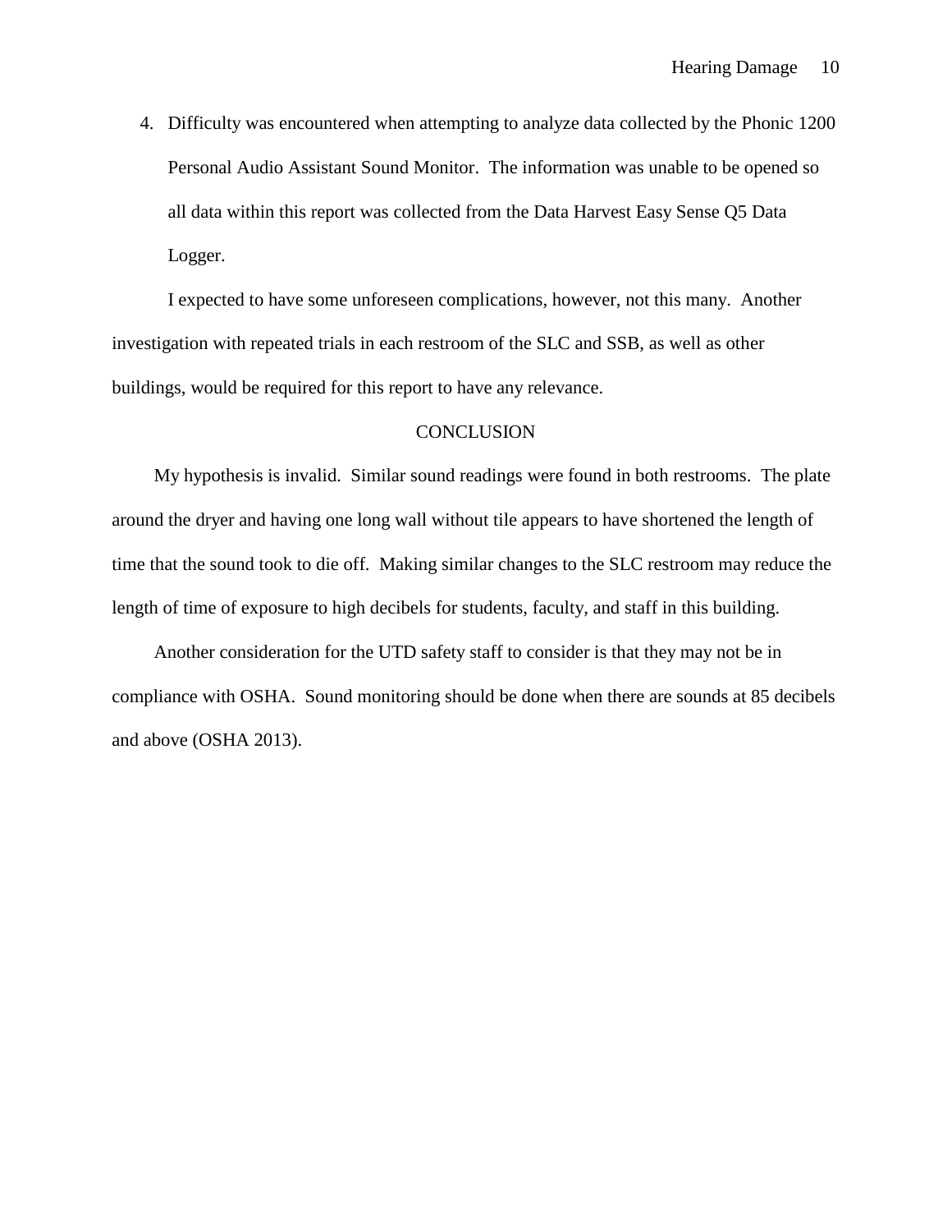4. Difficulty was encountered when attempting to analyze data collected by the Phonic 1200 Personal Audio Assistant Sound Monitor. The information was unable to be opened so all data within this report was collected from the Data Harvest Easy Sense Q5 Data Logger.

I expected to have some unforeseen complications, however, not this many. Another investigation with repeated trials in each restroom of the SLC and SSB, as well as other buildings, would be required for this report to have any relevance.

## CONCLUSION

My hypothesis is invalid. Similar sound readings were found in both restrooms. The plate around the dryer and having one long wall without tile appears to have shortened the length of time that the sound took to die off. Making similar changes to the SLC restroom may reduce the length of time of exposure to high decibels for students, faculty, and staff in this building.

Another consideration for the UTD safety staff to consider is that they may not be in compliance with OSHA. Sound monitoring should be done when there are sounds at 85 decibels and above (OSHA 2013).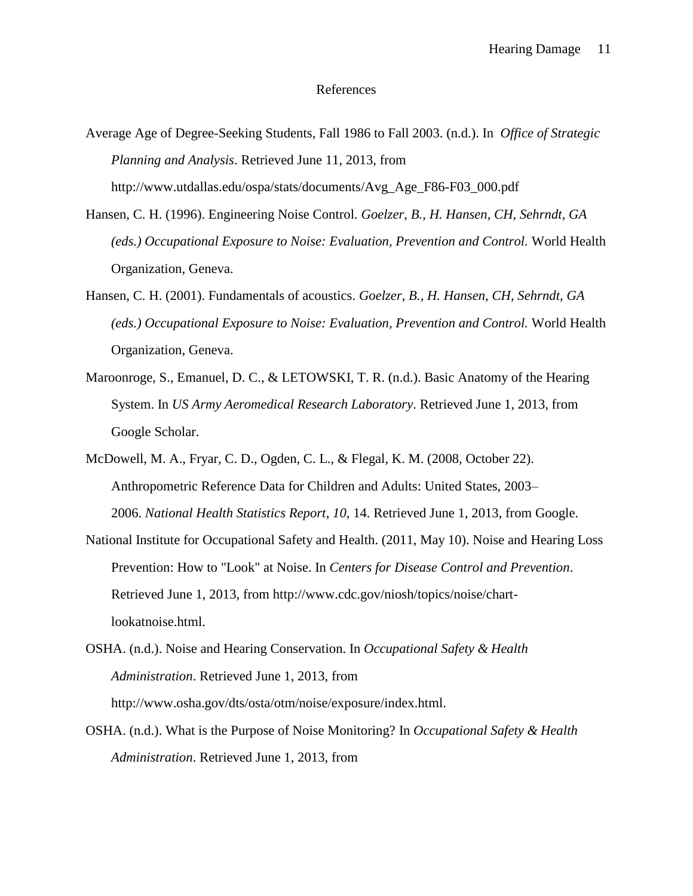# References

Average Age of Degree-Seeking Students, Fall 1986 to Fall 2003. (n.d.). In *Office of Strategic Planning and Analysis*. Retrieved June 11, 2013, from http://www.utdallas.edu/ospa/stats/documents/Avg_Age_F86-F03_000.pdf

Hansen, C. H. (1996). Engineering Noise Control. *Goelzer, B., H. Hansen, CH, Sehrndt, GA (eds.) Occupational Exposure to Noise: Evaluation, Prevention and Control.* World Health Organization, Geneva.

Hansen, C. H. (2001). Fundamentals of acoustics. *Goelzer, B., H. Hansen, CH, Sehrndt, GA (eds.) Occupational Exposure to Noise: Evaluation, Prevention and Control.* World Health Organization, Geneva.

Maroonroge, S., Emanuel, D. C., & LETOWSKI, T. R. (n.d.). Basic Anatomy of the Hearing System. In *US Army Aeromedical Research Laboratory*. Retrieved June 1, 2013, from Google Scholar.

McDowell, M. A., Fryar, C. D., Ogden, C. L., & Flegal, K. M. (2008, October 22). Anthropometric Reference Data for Children and Adults: United States, 2003–2006. *National Health Statistics Report*, *10*, 14. Retrieved June 1, 2013, from Google.

National Institute for Occupational Safety and Health. (2011, May 10). Noise and Hearing Loss Prevention: How to "Look" at Noise. In *Centers for Disease Control and Prevention*. Retrieved June 1, 2013, from http://www.cdc.gov/niosh/topics/noise/chart-lookatnoise.html.

OSHA. (n.d.). Noise and Hearing Conservation. In *Occupational Safety & Health Administration*. Retrieved June 1, 2013, from http://www.osha.gov/dts/osta/otm/noise/exposure/index.html.

OSHA. (n.d.). What is the Purpose of Noise Monitoring? In *Occupational Safety & Health Administration*. Retrieved June 1, 2013, from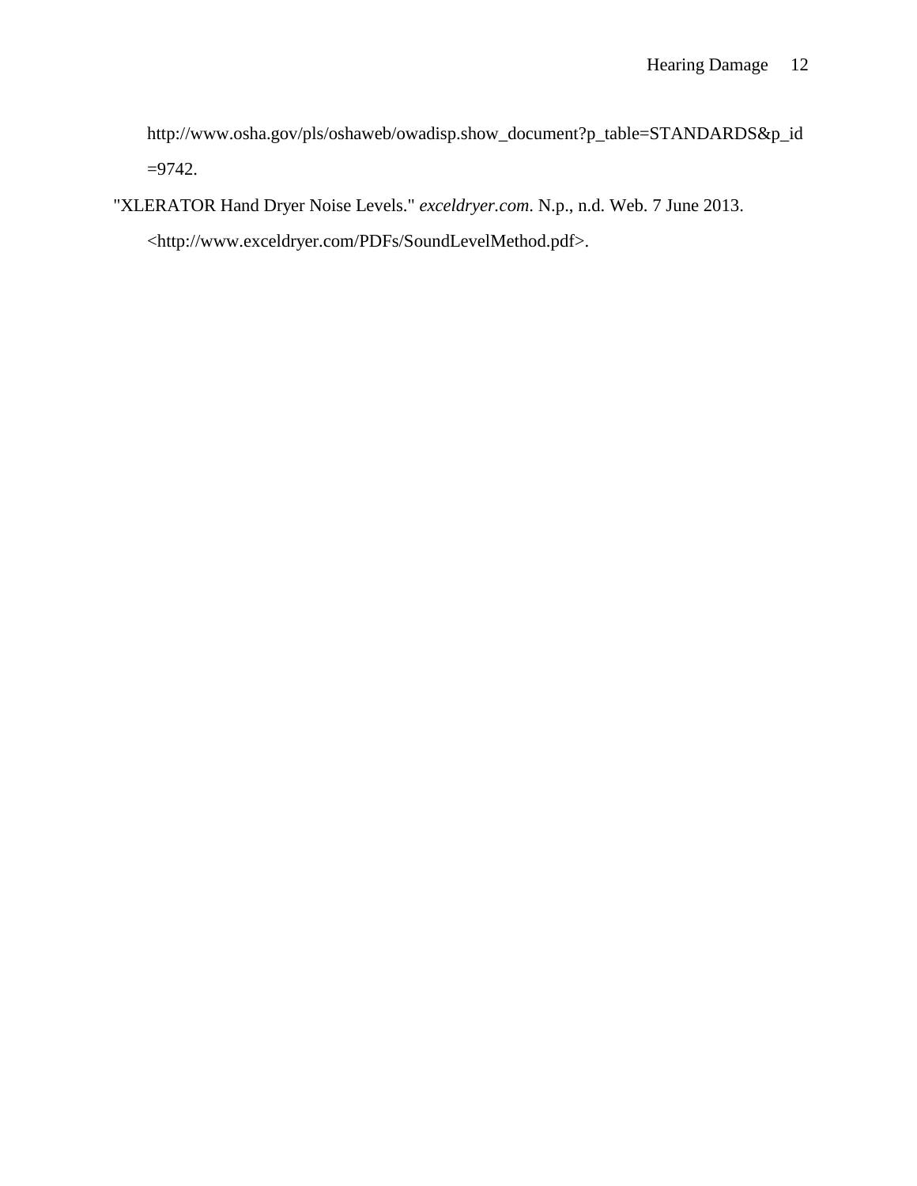http://www.osha.gov/pls/oshaweb/owadisp.show_document?p_table=STANDARDS&p_id=9742.

"XLERATOR Hand Dryer Noise Levels." *exceldryer.com*. N.p., n.d. Web. 7 June 2013. <http://www.exceldryer.com/PDFs/SoundLevelMethod.pdf>.